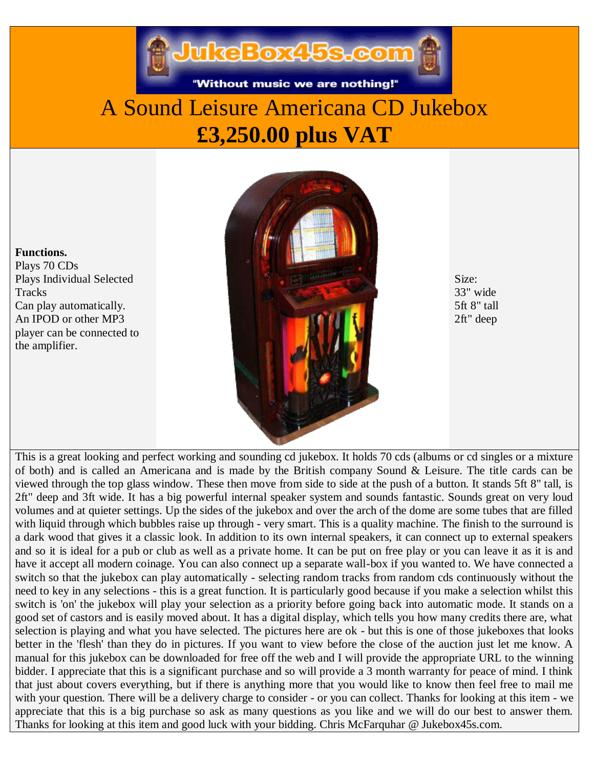JukeBox45s.com

"Without music we are nothing!"

# A Sound Leisure Americana CD Jukebox

# £3,250.00 plus VAT

**Functions.**
Plays 70 CDs
Plays Individual Selected Tracks
Can play automatically.
An IPOD or other MP3 player can be connected to the amplifier.

Size:
33" wide
5ft 8" tall
2ft" deep

This is a great looking and perfect working and sounding cd jukebox. It holds 70 cds (albums or cd singles or a mixture of both) and is called an Americana and is made by the British company Sound & Leisure. The title cards can be viewed through the top glass window. These then move from side to side at the push of a button. It stands 5ft 8" tall, is 2ft" deep and 3ft wide. It has a big powerful internal speaker system and sounds fantastic. Sounds great on very loud volumes and at quieter settings. Up the sides of the jukebox and over the arch of the dome are some tubes that are filled with liquid through which bubbles raise up through - very smart. This is a quality machine. The finish to the surround is a dark wood that gives it a classic look. In addition to its own internal speakers, it can connect up to external speakers and so it is ideal for a pub or club as well as a private home. It can be put on free play or you can leave it as it is and have it accept all modern coinage. You can also connect up a separate wall-box if you wanted to. We have connected a switch so that the jukebox can play automatically - selecting random tracks from random cds continuously without the need to key in any selections - this is a great function. It is particularly good because if you make a selection whilst this switch is 'on' the jukebox will play your selection as a priority before going back into automatic mode. It stands on a good set of castors and is easily moved about. It has a digital display, which tells you how many credits there are, what selection is playing and what you have selected. The pictures here are ok - but this is one of those jukeboxes that looks better in the 'flesh' than they do in pictures. If you want to view before the close of the auction just let me know. A manual for this jukebox can be downloaded for free off the web and I will provide the appropriate URL to the winning bidder. I appreciate that this is a significant purchase and so will provide a 3 month warranty for peace of mind. I think that just about covers everything, but if there is anything more that you would like to know then feel free to mail me with your question. There will be a delivery charge to consider - or you can collect. Thanks for looking at this item - we appreciate that this is a big purchase so ask as many questions as you like and we will do our best to answer them. Thanks for looking at this item and good luck with your bidding. Chris McFarquhar @ Jukebox45s.com.